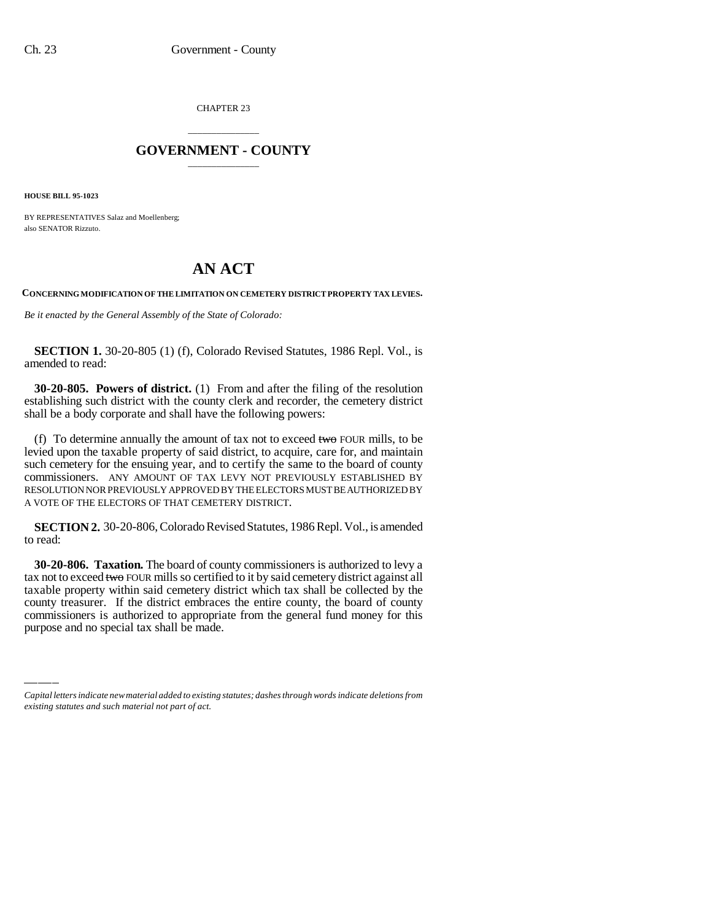CHAPTER 23

## GOVERNMENT - COUNTY

**HOUSE BILL 95-1023**

BY REPRESENTATIVES Salaz and Moellenberg;
also SENATOR Rizzuto.

# AN ACT

**CONCERNING MODIFICATION OF THE LIMITATION ON CEMETERY DISTRICT PROPERTY TAX LEVIES.**

*Be it enacted by the General Assembly of the State of Colorado:*

**SECTION 1.** 30-20-805 (1) (f), Colorado Revised Statutes, 1986 Repl. Vol., is amended to read:

**30-20-805. Powers of district.** (1) From and after the filing of the resolution establishing such district with the county clerk and recorder, the cemetery district shall be a body corporate and shall have the following powers:

(f) To determine annually the amount of tax not to exceed ~~two~~ FOUR mills, to be levied upon the taxable property of said district, to acquire, care for, and maintain such cemetery for the ensuing year, and to certify the same to the board of county commissioners. ANY AMOUNT OF TAX LEVY NOT PREVIOUSLY ESTABLISHED BY RESOLUTION NOR PREVIOUSLY APPROVED BY THE ELECTORS MUST BE AUTHORIZED BY A VOTE OF THE ELECTORS OF THAT CEMETERY DISTRICT.

**SECTION 2.** 30-20-806, Colorado Revised Statutes, 1986 Repl. Vol., is amended to read:

**30-20-806. Taxation.** The board of county commissioners is authorized to levy a tax not to exceed ~~two~~ FOUR mills so certified to it by said cemetery district against all taxable property within said cemetery district which tax shall be collected by the county treasurer. If the district embraces the entire county, the board of county commissioners is authorized to appropriate from the general fund money for this purpose and no special tax shall be made.

*Capital letters indicate new material added to existing statutes; dashes through words indicate deletions from existing statutes and such material not part of act.*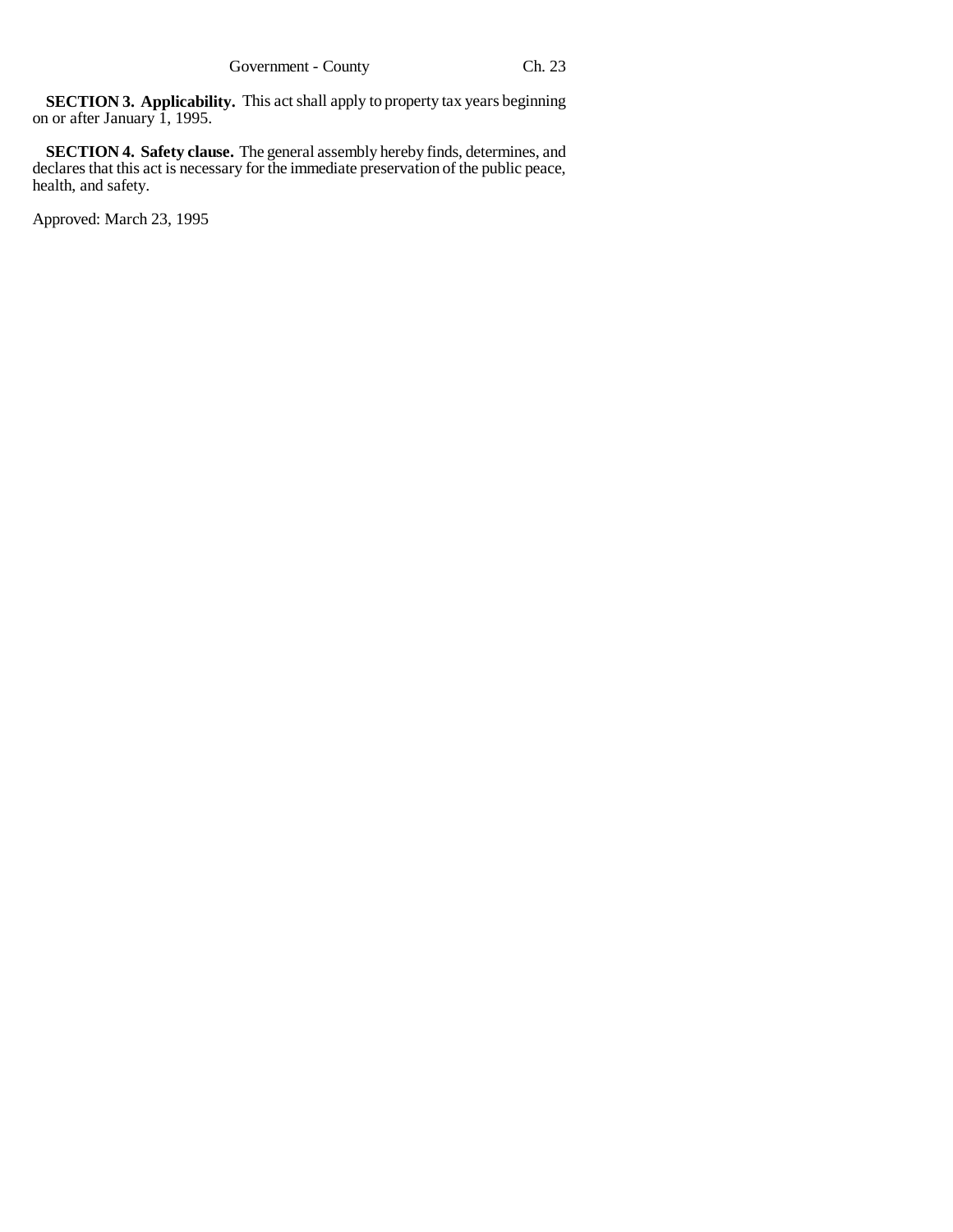**SECTION 3. Applicability.** This act shall apply to property tax years beginning on or after January 1, 1995.

**SECTION 4. Safety clause.** The general assembly hereby finds, determines, and declares that this act is necessary for the immediate preservation of the public peace, health, and safety.

Approved: March 23, 1995